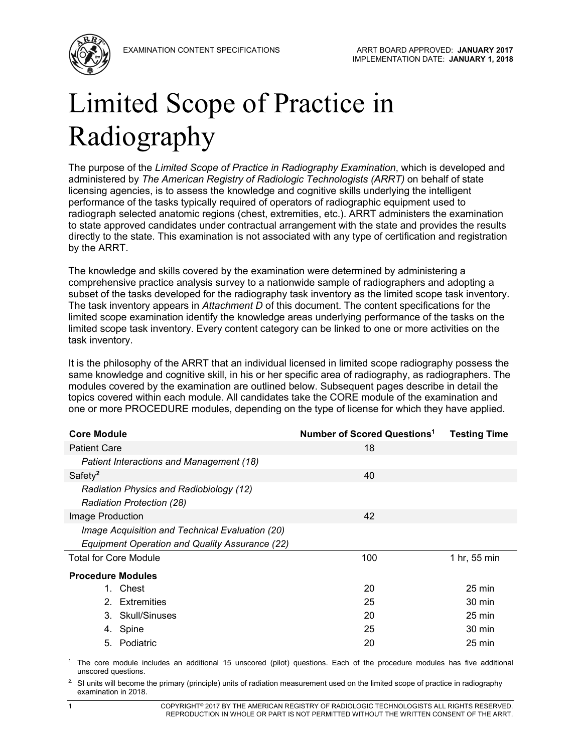EXAMINATION CONTENT SPECIFICATIONS

ARRT BOARD APPROVED: **JANUARY 2017**
IMPLEMENTATION DATE: **JANUARY 1, 2018**

# Limited Scope of Practice in Radiography

The purpose of the *Limited Scope of Practice in Radiography Examination*, which is developed and administered by *The American Registry of Radiologic Technologists (ARRT)* on behalf of state licensing agencies, is to assess the knowledge and cognitive skills underlying the intelligent performance of the tasks typically required of operators of radiographic equipment used to radiograph selected anatomic regions (chest, extremities, etc.). ARRT administers the examination to state approved candidates under contractual arrangement with the state and provides the results directly to the state. This examination is not associated with any type of certification and registration by the ARRT.

The knowledge and skills covered by the examination were determined by administering a comprehensive practice analysis survey to a nationwide sample of radiographers and adopting a subset of the tasks developed for the radiography task inventory as the limited scope task inventory. The task inventory appears in *Attachment D* of this document. The content specifications for the limited scope examination identify the knowledge areas underlying performance of the tasks on the limited scope task inventory. Every content category can be linked to one or more activities on the task inventory.

It is the philosophy of the ARRT that an individual licensed in limited scope radiography possess the same knowledge and cognitive skill, in his or her specific area of radiography, as radiographers. The modules covered by the examination are outlined below. Subsequent pages describe in detail the topics covered within each module. All candidates take the CORE module of the examination and one or more PROCEDURE modules, depending on the type of license for which they have applied.

| Core Module | Number of Scored Questions[1] | Testing Time |
|---|---|---|
| Patient Care | 18 | |
| *Patient Interactions and Management (18)* | | |
| Safety[2] | 40 | |
| *Radiation Physics and Radiobiology (12)* | | |
| *Radiation Protection (28)* | | |
| Image Production | 42 | |
| *Image Acquisition and Technical Evaluation (20)* | | |
| *Equipment Operation and Quality Assurance (22)* | | |
| Total for Core Module | 100 | 1 hr, 55 min |
| **Procedure Modules** | | |
| 1. Chest | 20 | 25 min |
| 2. Extremities | 25 | 30 min |
| 3. Skull/Sinuses | 20 | 25 min |
| 4. Spine | 25 | 30 min |
| 5. Podiatric | 20 | 25 min |

1. The core module includes an additional 15 unscored (pilot) questions. Each of the procedure modules has five additional unscored questions.

2. SI units will become the primary (principle) units of radiation measurement used on the limited scope of practice in radiography examination in 2018.

COPYRIGHT© 2017 BY THE AMERICAN REGISTRY OF RADIOLOGIC TECHNOLOGISTS ALL RIGHTS RESERVED. REPRODUCTION IN WHOLE OR PART IS NOT PERMITTED WITHOUT THE WRITTEN CONSENT OF THE ARRT.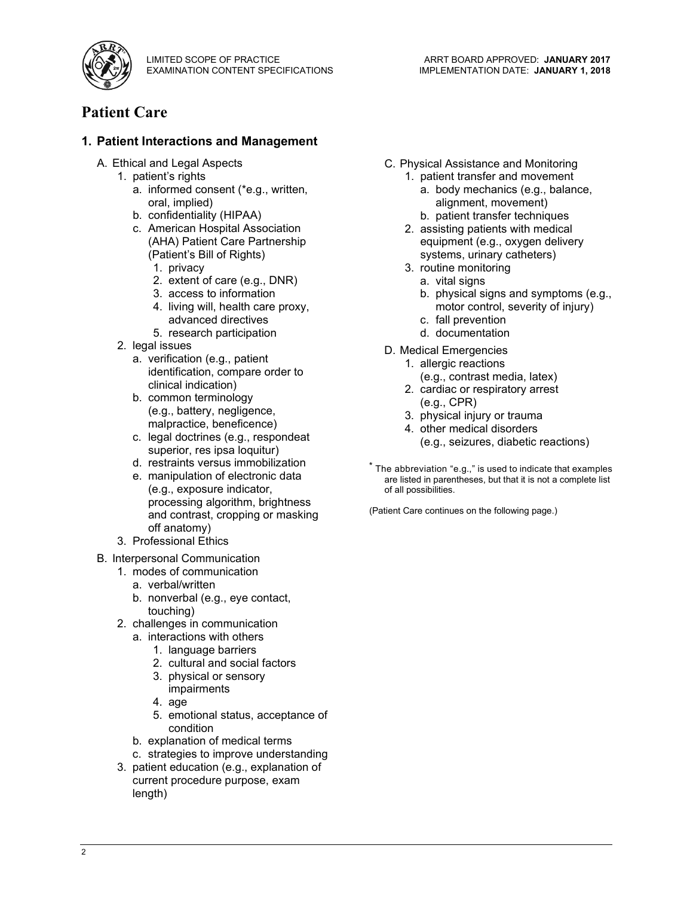# Patient Care

## 1. Patient Interactions and Management

A. Ethical and Legal Aspects
   1. patient's rights
      a. informed consent (*e.g., written, oral, implied)
      b. confidentiality (HIPAA)
      c. American Hospital Association (AHA) Patient Care Partnership (Patient's Bill of Rights)
         1. privacy
         2. extent of care (e.g., DNR)
         3. access to information
         4. living will, health care proxy, advanced directives
         5. research participation
   2. legal issues
      a. verification (e.g., patient identification, compare order to clinical indication)
      b. common terminology (e.g., battery, negligence, malpractice, beneficence)
      c. legal doctrines (e.g., respondeat superior, res ipsa loquitur)
      d. restraints versus immobilization
      e. manipulation of electronic data (e.g., exposure indicator, processing algorithm, brightness and contrast, cropping or masking off anatomy)
   3. Professional Ethics

B. Interpersonal Communication
   1. modes of communication
      a. verbal/written
      b. nonverbal (e.g., eye contact, touching)
   2. challenges in communication
      a. interactions with others
         1. language barriers
         2. cultural and social factors
         3. physical or sensory impairments
         4. age
         5. emotional status, acceptance of condition
      b. explanation of medical terms
      c. strategies to improve understanding
   3. patient education (e.g., explanation of current procedure purpose, exam length)

C. Physical Assistance and Monitoring
   1. patient transfer and movement
      a. body mechanics (e.g., balance, alignment, movement)
      b. patient transfer techniques
   2. assisting patients with medical equipment (e.g., oxygen delivery systems, urinary catheters)
   3. routine monitoring
      a. vital signs
      b. physical signs and symptoms (e.g., motor control, severity of injury)
      c. fall prevention
      d. documentation

D. Medical Emergencies
   1. allergic reactions (e.g., contrast media, latex)
   2. cardiac or respiratory arrest (e.g., CPR)
   3. physical injury or trauma
   4. other medical disorders (e.g., seizures, diabetic reactions)

* The abbreviation "e.g.," is used to indicate that examples are listed in parentheses, but that it is not a complete list of all possibilities.

(Patient Care continues on the following page.)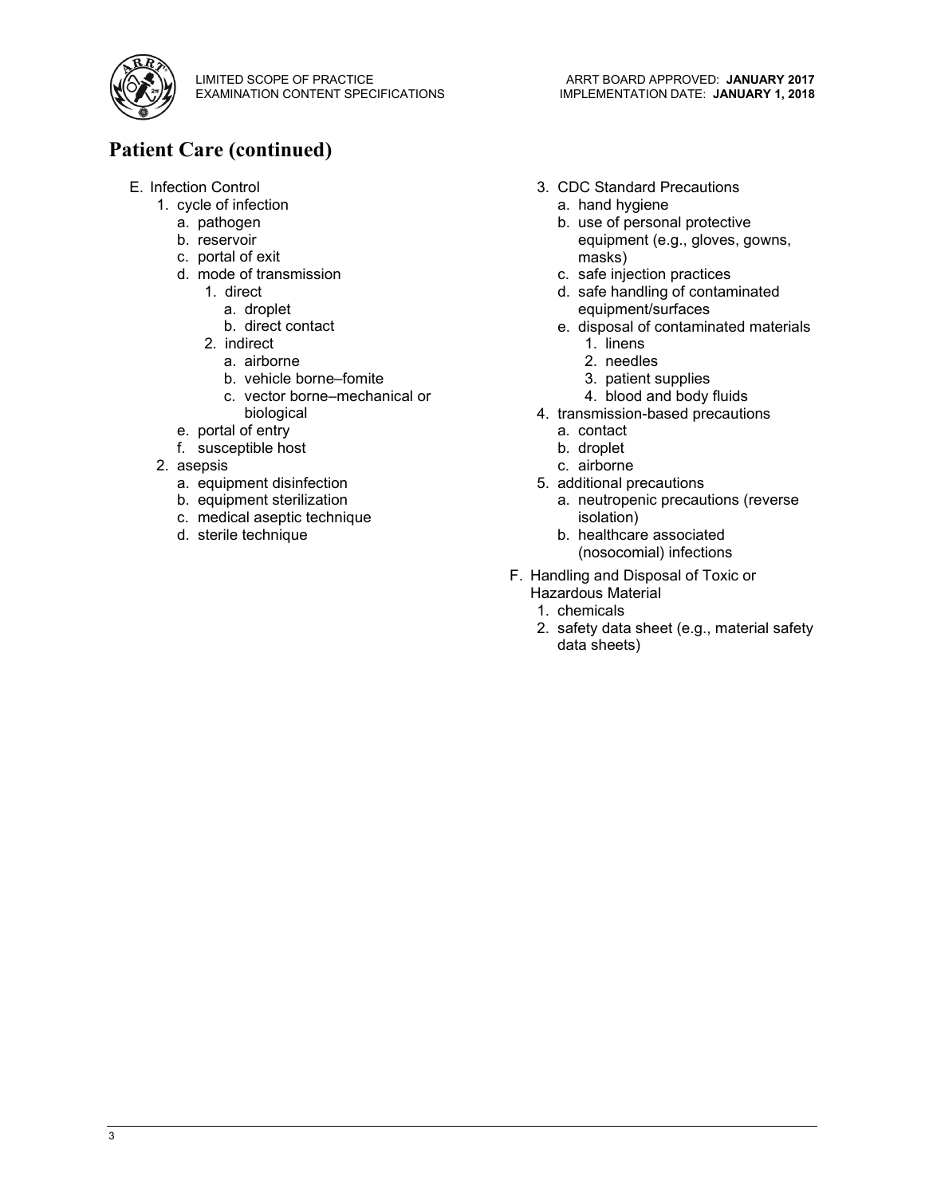## Patient Care (continued)

- E. Infection Control
  1. cycle of infection
     - a. pathogen
     - b. reservoir
     - c. portal of exit
     - d. mode of transmission
       1. direct
          - a. droplet
          - b. direct contact
       2. indirect
          - a. airborne
          - b. vehicle borne–fomite
          - c. vector borne–mechanical or biological
     - e. portal of entry
     - f. susceptible host
  2. asepsis
     - a. equipment disinfection
     - b. equipment sterilization
     - c. medical aseptic technique
     - d. sterile technique
  3. CDC Standard Precautions
     - a. hand hygiene
     - b. use of personal protective equipment (e.g., gloves, gowns, masks)
     - c. safe injection practices
     - d. safe handling of contaminated equipment/surfaces
     - e. disposal of contaminated materials
       1. linens
       2. needles
       3. patient supplies
       4. blood and body fluids
  4. transmission-based precautions
     - a. contact
     - b. droplet
     - c. airborne
  5. additional precautions
     - a. neutropenic precautions (reverse isolation)
     - b. healthcare associated (nosocomial) infections
- F. Handling and Disposal of Toxic or Hazardous Material
  1. chemicals
  2. safety data sheet (e.g., material safety data sheets)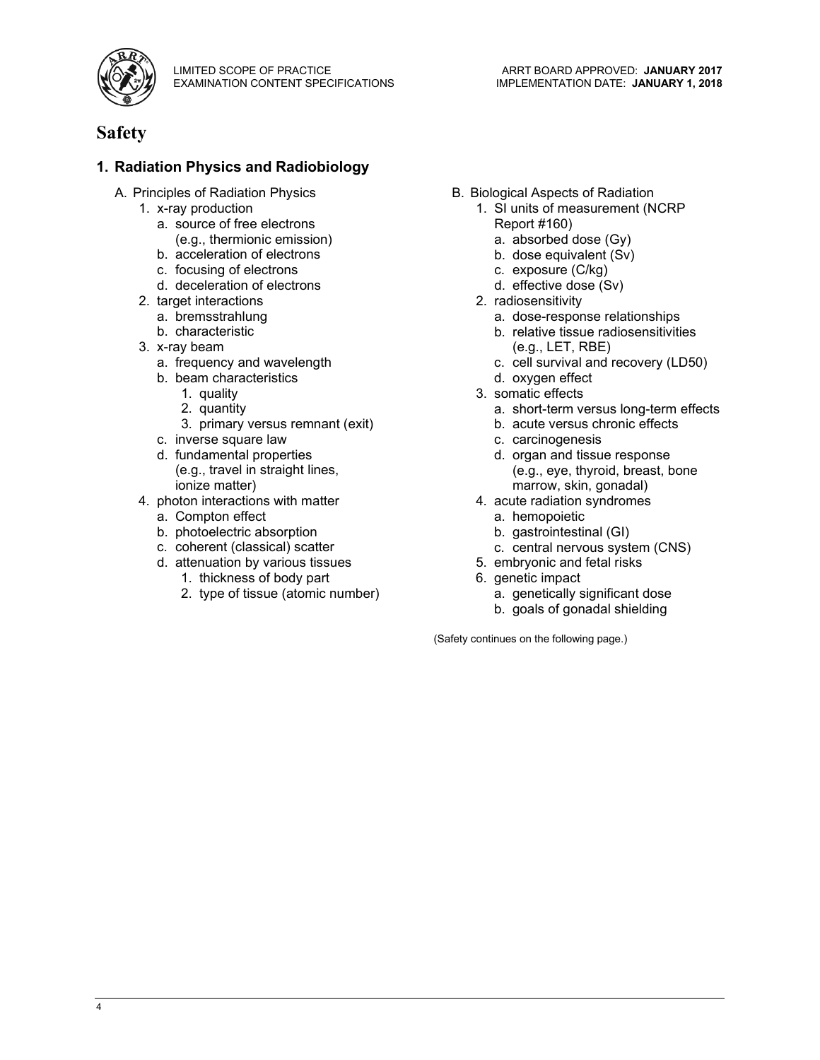# Safety

## 1. Radiation Physics and Radiobiology

A. Principles of Radiation Physics
   1. x-ray production
      a. source of free electrons (e.g., thermionic emission)
      b. acceleration of electrons
      c. focusing of electrons
      d. deceleration of electrons
   2. target interactions
      a. bremsstrahlung
      b. characteristic
   3. x-ray beam
      a. frequency and wavelength
      b. beam characteristics
         1. quality
         2. quantity
         3. primary versus remnant (exit)
      c. inverse square law
      d. fundamental properties (e.g., travel in straight lines, ionize matter)
   4. photon interactions with matter
      a. Compton effect
      b. photoelectric absorption
      c. coherent (classical) scatter
      d. attenuation by various tissues
         1. thickness of body part
         2. type of tissue (atomic number)

B. Biological Aspects of Radiation
   1. SI units of measurement (NCRP Report #160)
      a. absorbed dose (Gy)
      b. dose equivalent (Sv)
      c. exposure (C/kg)
      d. effective dose (Sv)
   2. radiosensitivity
      a. dose-response relationships
      b. relative tissue radiosensitivities (e.g., LET, RBE)
      c. cell survival and recovery (LD50)
      d. oxygen effect
   3. somatic effects
      a. short-term versus long-term effects
      b. acute versus chronic effects
      c. carcinogenesis
      d. organ and tissue response (e.g., eye, thyroid, breast, bone marrow, skin, gonadal)
   4. acute radiation syndromes
      a. hemopoietic
      b. gastrointestinal (GI)
      c. central nervous system (CNS)
   5. embryonic and fetal risks
   6. genetic impact
      a. genetically significant dose
      b. goals of gonadal shielding

(Safety continues on the following page.)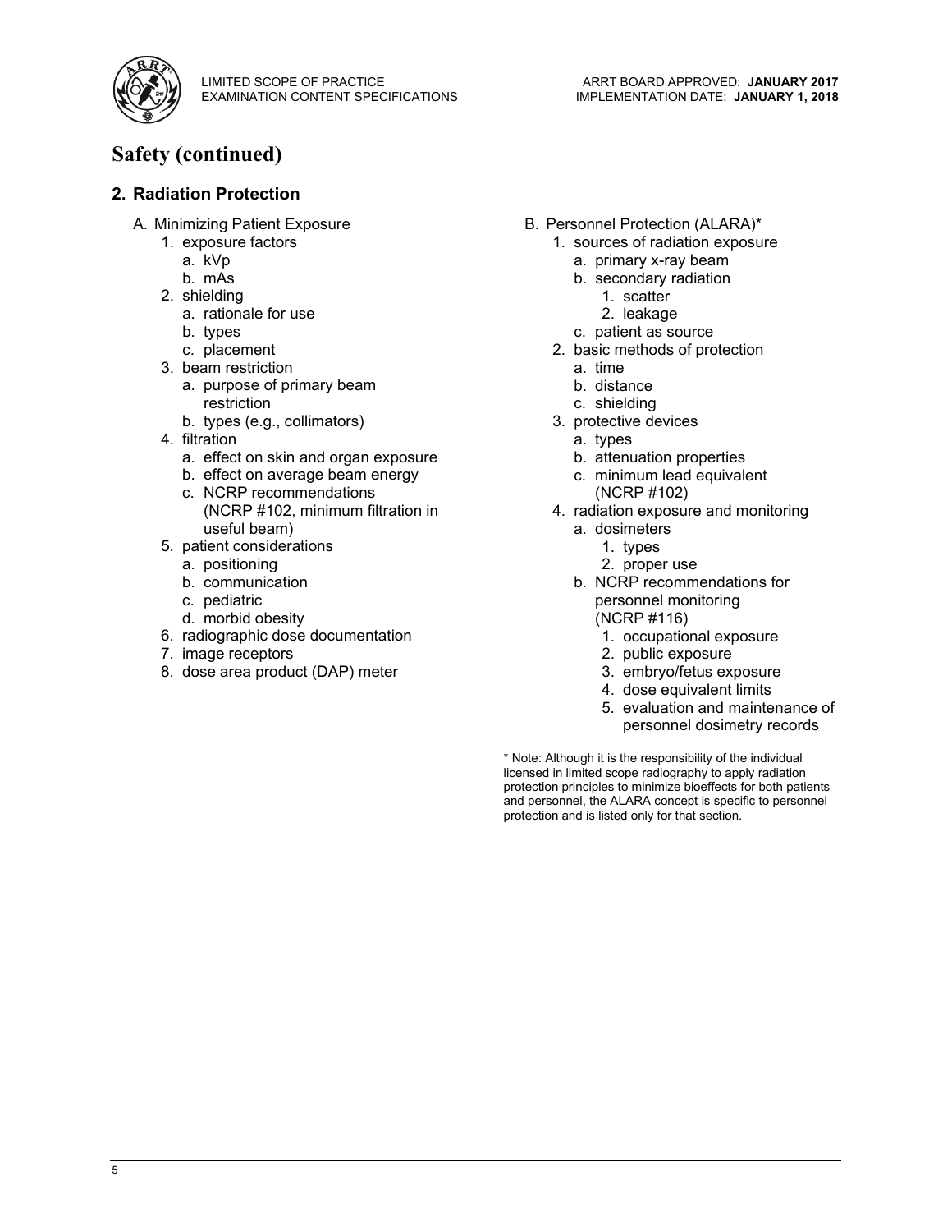# Safety (continued)

## 2. Radiation Protection

A. Minimizing Patient Exposure
   1. exposure factors
      a. kVp
      b. mAs
   2. shielding
      a. rationale for use
      b. types
      c. placement
   3. beam restriction
      a. purpose of primary beam restriction
      b. types (e.g., collimators)
   4. filtration
      a. effect on skin and organ exposure
      b. effect on average beam energy
      c. NCRP recommendations (NCRP #102, minimum filtration in useful beam)
   5. patient considerations
      a. positioning
      b. communication
      c. pediatric
      d. morbid obesity
   6. radiographic dose documentation
   7. image receptors
   8. dose area product (DAP) meter

B. Personnel Protection (ALARA)*
   1. sources of radiation exposure
      a. primary x-ray beam
      b. secondary radiation
         1. scatter
         2. leakage
      c. patient as source
   2. basic methods of protection
      a. time
      b. distance
      c. shielding
   3. protective devices
      a. types
      b. attenuation properties
      c. minimum lead equivalent (NCRP #102)
   4. radiation exposure and monitoring
      a. dosimeters
         1. types
         2. proper use
      b. NCRP recommendations for personnel monitoring (NCRP #116)
         1. occupational exposure
         2. public exposure
         3. embryo/fetus exposure
         4. dose equivalent limits
         5. evaluation and maintenance of personnel dosimetry records

* Note: Although it is the responsibility of the individual licensed in limited scope radiography to apply radiation protection principles to minimize bioeffects for both patients and personnel, the ALARA concept is specific to personnel protection and is listed only for that section.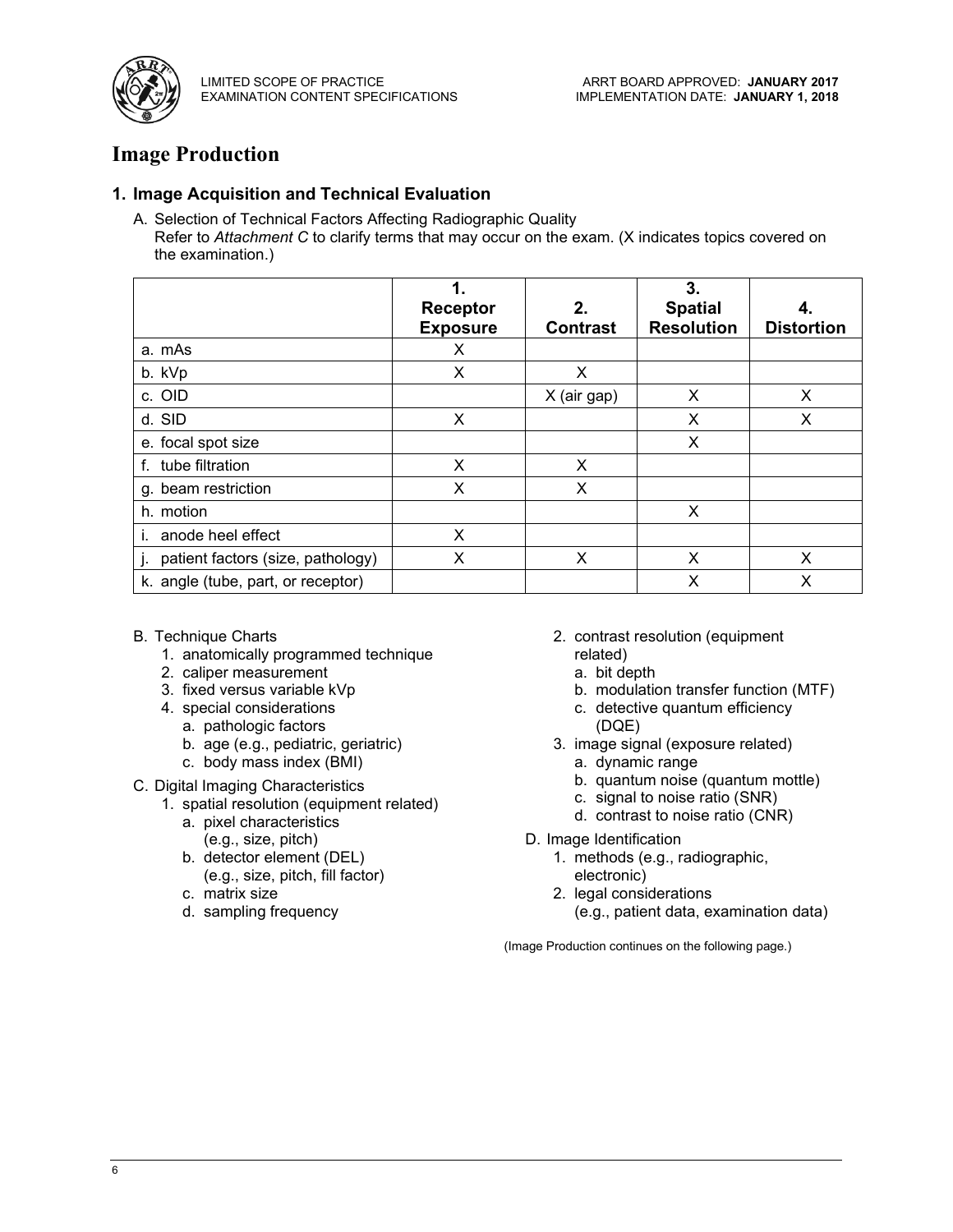# Image Production

### 1. Image Acquisition and Technical Evaluation

A. Selection of Technical Factors Affecting Radiographic Quality
Refer to *Attachment C* to clarify terms that may occur on the exam. (X indicates topics covered on the examination.)

| | 1. Receptor Exposure | 2. Contrast | 3. Spatial Resolution | 4. Distortion |
|---|---|---|---|---|
| a. mAs | X | | | |
| b. kVp | X | X | | |
| c. OID | | X (air gap) | X | X |
| d. SID | X | | X | X |
| e. focal spot size | | | X | |
| f. tube filtration | X | X | | |
| g. beam restriction | X | X | | |
| h. motion | | | X | |
| i. anode heel effect | X | | | |
| j. patient factors (size, pathology) | X | X | X | X |
| k. angle (tube, part, or receptor) | | | X | X |

B. Technique Charts
   1. anatomically programmed technique
   2. caliper measurement
   3. fixed versus variable kVp
   4. special considerations
      a. pathologic factors
      b. age (e.g., pediatric, geriatric)
      c. body mass index (BMI)

C. Digital Imaging Characteristics
   1. spatial resolution (equipment related)
      a. pixel characteristics (e.g., size, pitch)
      b. detector element (DEL) (e.g., size, pitch, fill factor)
      c. matrix size
      d. sampling frequency
   2. contrast resolution (equipment related)
      a. bit depth
      b. modulation transfer function (MTF)
      c. detective quantum efficiency (DQE)
   3. image signal (exposure related)
      a. dynamic range
      b. quantum noise (quantum mottle)
      c. signal to noise ratio (SNR)
      d. contrast to noise ratio (CNR)

D. Image Identification
   1. methods (e.g., radiographic, electronic)
   2. legal considerations (e.g., patient data, examination data)

(Image Production continues on the following page.)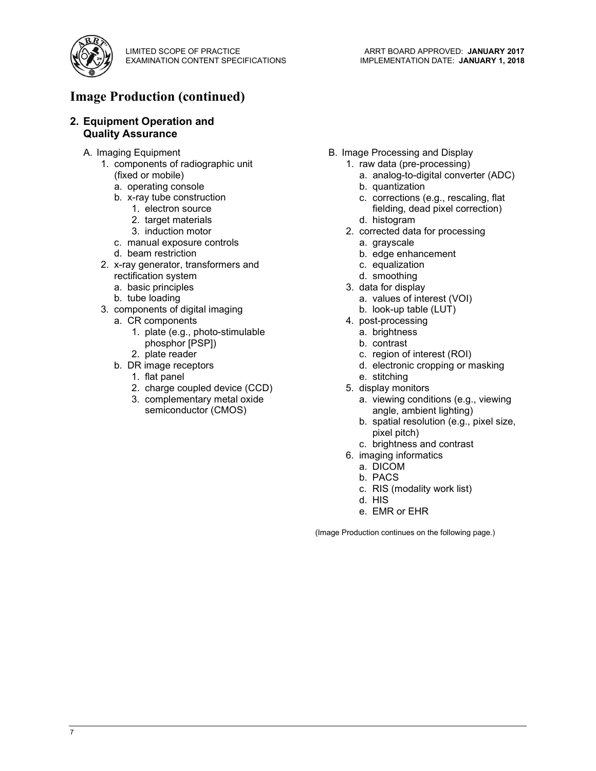# Image Production (continued)

## 2. Equipment Operation and Quality Assurance

A. Imaging Equipment
   1. components of radiographic unit (fixed or mobile)
      a. operating console
      b. x-ray tube construction
         1. electron source
         2. target materials
         3. induction motor
      c. manual exposure controls
      d. beam restriction
   2. x-ray generator, transformers and rectification system
      a. basic principles
      b. tube loading
   3. components of digital imaging
      a. CR components
         1. plate (e.g., photo-stimulable phosphor [PSP])
         2. plate reader
      b. DR image receptors
         1. flat panel
         2. charge coupled device (CCD)
         3. complementary metal oxide semiconductor (CMOS)

B. Image Processing and Display
   1. raw data (pre-processing)
      a. analog-to-digital converter (ADC)
      b. quantization
      c. corrections (e.g., rescaling, flat fielding, dead pixel correction)
      d. histogram
   2. corrected data for processing
      a. grayscale
      b. edge enhancement
      c. equalization
      d. smoothing
   3. data for display
      a. values of interest (VOI)
      b. look-up table (LUT)
   4. post-processing
      a. brightness
      b. contrast
      c. region of interest (ROI)
      d. electronic cropping or masking
      e. stitching
   5. display monitors
      a. viewing conditions (e.g., viewing angle, ambient lighting)
      b. spatial resolution (e.g., pixel size, pixel pitch)
      c. brightness and contrast
   6. imaging informatics
      a. DICOM
      b. PACS
      c. RIS (modality work list)
      d. HIS
      e. EMR or EHR

(Image Production continues on the following page.)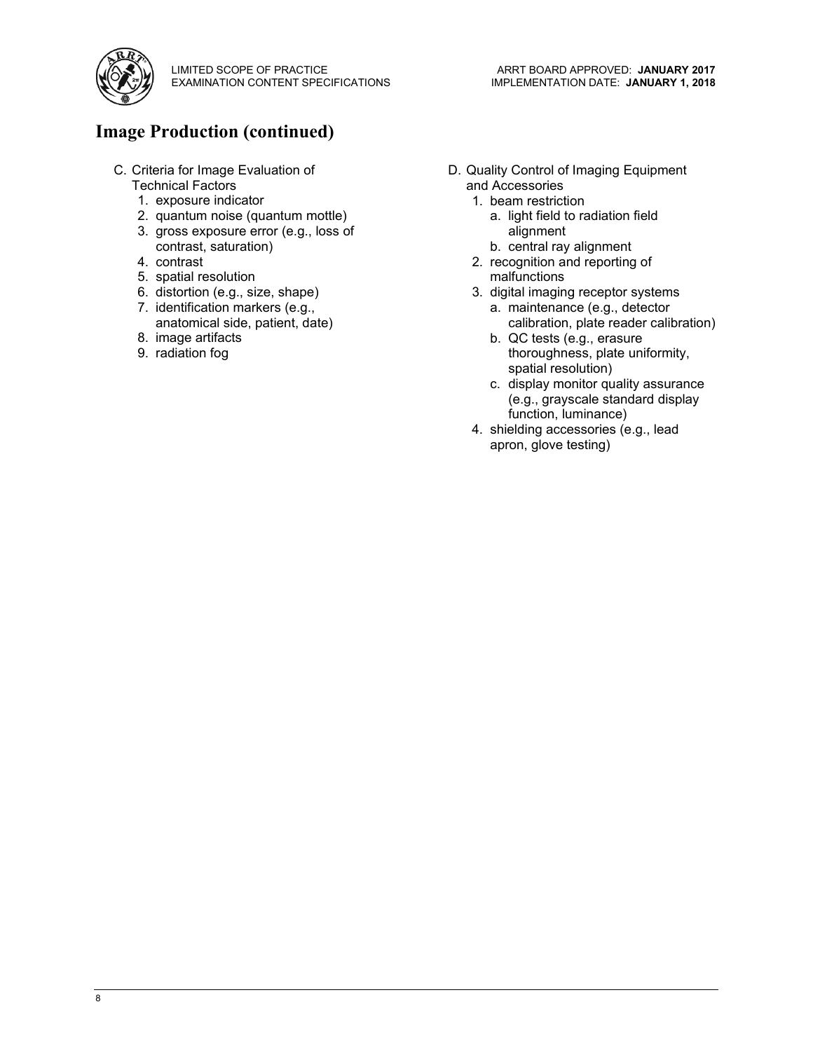## Image Production (continued)

C. Criteria for Image Evaluation of Technical Factors
   1. exposure indicator
   2. quantum noise (quantum mottle)
   3. gross exposure error (e.g., loss of contrast, saturation)
   4. contrast
   5. spatial resolution
   6. distortion (e.g., size, shape)
   7. identification markers (e.g., anatomical side, patient, date)
   8. image artifacts
   9. radiation fog

D. Quality Control of Imaging Equipment and Accessories
   1. beam restriction
      a. light field to radiation field alignment
      b. central ray alignment
   2. recognition and reporting of malfunctions
   3. digital imaging receptor systems
      a. maintenance (e.g., detector calibration, plate reader calibration)
      b. QC tests (e.g., erasure thoroughness, plate uniformity, spatial resolution)
      c. display monitor quality assurance (e.g., grayscale standard display function, luminance)
   4. shielding accessories (e.g., lead apron, glove testing)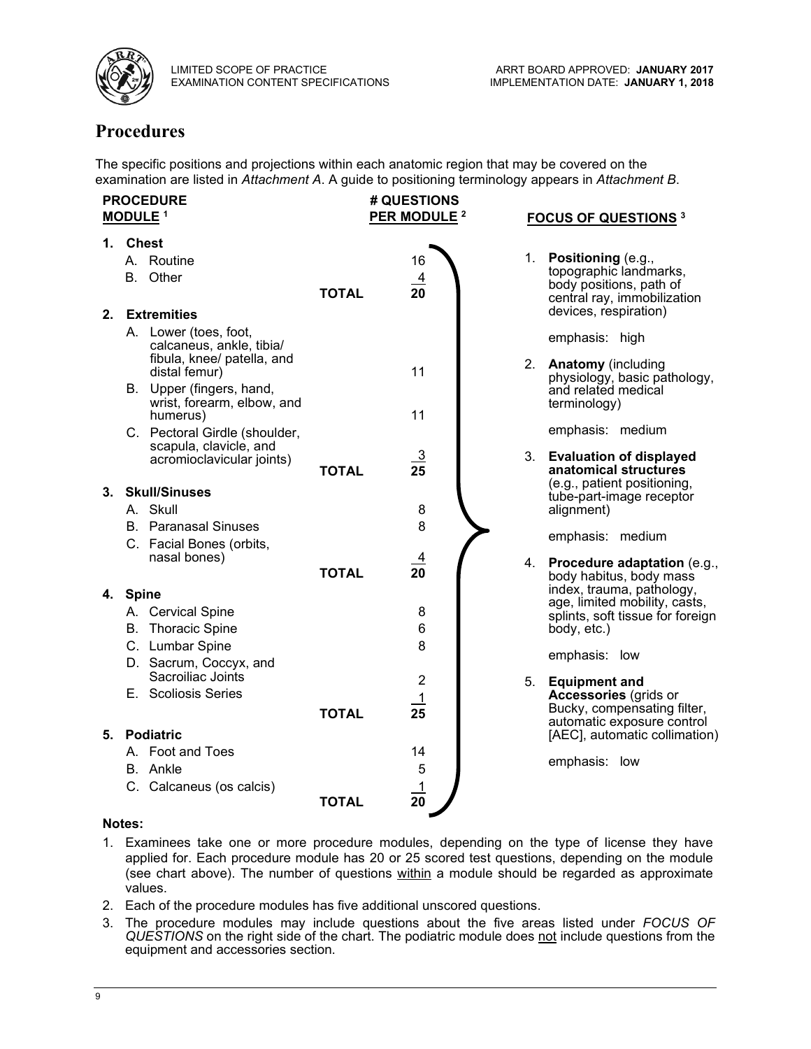# Procedures

The specific positions and projections within each anatomic region that may be covered on the examination are listed in *Attachment A*. A guide to positioning terminology appears in *Attachment B*.

| PROCEDURE MODULE [1] | | # QUESTIONS PER MODULE [2] |
|---|---|---|
| **1. Chest** | | |
| A. Routine | | 16 |
| B. Other | | 4 |
| | **TOTAL** | **20** |
| **2. Extremities** | | |
| A. Lower (toes, foot, calcaneus, ankle, tibia/ fibula, knee/ patella, and distal femur) | | 11 |
| B. Upper (fingers, hand, wrist, forearm, elbow, and humerus) | | 11 |
| C. Pectoral Girdle (shoulder, scapula, clavicle, and acromioclavicular joints) | | 3 |
| | **TOTAL** | **25** |
| **3. Skull/Sinuses** | | |
| A. Skull | | 8 |
| B. Paranasal Sinuses | | 8 |
| C. Facial Bones (orbits, nasal bones) | | 4 |
| | **TOTAL** | **20** |
| **4. Spine** | | |
| A. Cervical Spine | | 8 |
| B. Thoracic Spine | | 6 |
| C. Lumbar Spine | | 8 |
| D. Sacrum, Coccyx, and Sacroiliac Joints | | 2 |
| E. Scoliosis Series | | 1 |
| | **TOTAL** | **25** |
| **5. Podiatric** | | |
| A. Foot and Toes | | 14 |
| B. Ankle | | 5 |
| C. Calcaneus (os calcis) | | 1 |
| | **TOTAL** | **20** |

**FOCUS OF QUESTIONS [3]**

1. **Positioning** (e.g., topographic landmarks, body positions, path of central ray, immobilization devices, respiration)

   emphasis: high

2. **Anatomy** (including physiology, basic pathology, and related medical terminology)

   emphasis: medium

3. **Evaluation of displayed anatomical structures** (e.g., patient positioning, tube-part-image receptor alignment)

   emphasis: medium

4. **Procedure adaptation** (e.g., body habitus, body mass index, trauma, pathology, age, limited mobility, casts, splints, soft tissue for foreign body, etc.)

   emphasis: low

5. **Equipment and Accessories** (grids or Bucky, compensating filter, automatic exposure control [AEC], automatic collimation)

   emphasis: low

**Notes:**

1. Examinees take one or more procedure modules, depending on the type of license they have applied for. Each procedure module has 20 or 25 scored test questions, depending on the module (see chart above). The number of questions within a module should be regarded as approximate values.
2. Each of the procedure modules has five additional unscored questions.
3. The procedure modules may include questions about the five areas listed under *FOCUS OF QUESTIONS* on the right side of the chart. The podiatric module does not include questions from the equipment and accessories section.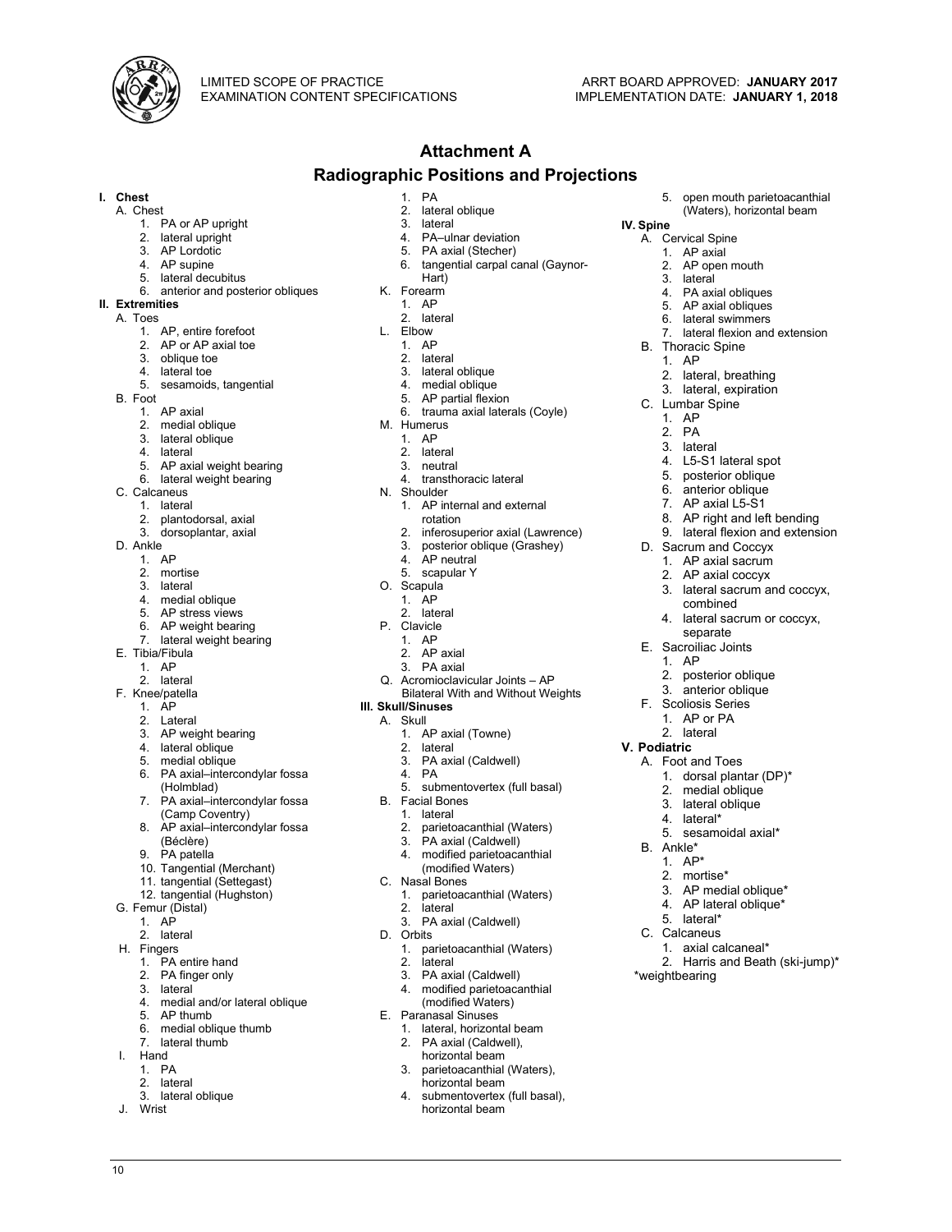# Attachment A

## Radiographic Positions and Projections

**I. Chest**

A. Chest
1. PA or AP upright
2. lateral upright
3. AP Lordotic
4. AP supine
5. lateral decubitus
6. anterior and posterior obliques

**II. Extremities**

A. Toes
1. AP, entire forefoot
2. AP or AP axial toe
3. oblique toe
4. lateral toe
5. sesamoids, tangential

B. Foot
1. AP axial
2. medial oblique
3. lateral oblique
4. lateral
5. AP axial weight bearing
6. lateral weight bearing

C. Calcaneus
1. lateral
2. plantodorsal, axial
3. dorsoplantar, axial

D. Ankle
1. AP
2. mortise
3. lateral
4. medial oblique
5. AP stress views
6. AP weight bearing
7. lateral weight bearing

E. Tibia/Fibula
1. AP
2. lateral

F. Knee/patella
1. AP
2. Lateral
3. AP weight bearing
4. lateral oblique
5. medial oblique
6. PA axial–intercondylar fossa (Holmblad)
7. PA axial–intercondylar fossa (Camp Coventry)
8. AP axial–intercondylar fossa (Béclère)
9. PA patella
10. Tangential (Merchant)
11. tangential (Settegast)
12. tangential (Hughston)

G. Femur (Distal)
1. AP
2. lateral

H. Fingers
1. PA entire hand
2. PA finger only
3. lateral
4. medial and/or lateral oblique
5. AP thumb
6. medial oblique thumb
7. lateral thumb

I. Hand
1. PA
2. lateral
3. lateral oblique

J. Wrist
1. PA
2. lateral oblique
3. lateral
4. PA–ulnar deviation
5. PA axial (Stecher)
6. tangential carpal canal (Gaynor-Hart)

K. Forearm
1. AP
2. lateral

L. Elbow
1. AP
2. lateral
3. lateral oblique
4. medial oblique
5. AP partial flexion
6. trauma axial laterals (Coyle)

M. Humerus
1. AP
2. lateral
3. neutral
4. transthoracic lateral

N. Shoulder
1. AP internal and external rotation
2. inferosuperior axial (Lawrence)
3. posterior oblique (Grashey)
4. AP neutral
5. scapular Y

O. Scapula
1. AP
2. lateral

P. Clavicle
1. AP
2. AP axial
3. PA axial

Q. Acromioclavicular Joints – AP Bilateral With and Without Weights

**III. Skull/Sinuses**

A. Skull
1. AP axial (Towne)
2. lateral
3. PA axial (Caldwell)
4. PA
5. submentovertex (full basal)

B. Facial Bones
1. lateral
2. parietoacanthial (Waters)
3. PA axial (Caldwell)
4. modified parietoacanthial (modified Waters)

C. Nasal Bones
1. parietoacanthial (Waters)
2. lateral
3. PA axial (Caldwell)

D. Orbits
1. parietoacanthial (Waters)
2. lateral
3. PA axial (Caldwell)
4. modified parietoacanthial (modified Waters)

E. Paranasal Sinuses
1. lateral, horizontal beam
2. PA axial (Caldwell), horizontal beam
3. parietoacanthial (Waters), horizontal beam
4. submentovertex (full basal), horizontal beam
5. open mouth parietoacanthial (Waters), horizontal beam

**IV. Spine**

A. Cervical Spine
1. AP axial
2. AP open mouth
3. lateral
4. PA axial obliques
5. AP axial obliques
6. lateral swimmers
7. lateral flexion and extension

B. Thoracic Spine
1. AP
2. lateral, breathing
3. lateral, expiration

C. Lumbar Spine
1. AP
2. PA
3. lateral
4. L5-S1 lateral spot
5. posterior oblique
6. anterior oblique
7. AP axial L5-S1
8. AP right and left bending
9. lateral flexion and extension

D. Sacrum and Coccyx
1. AP axial sacrum
2. AP axial coccyx
3. lateral sacrum and coccyx, combined
4. lateral sacrum or coccyx, separate

E. Sacroiliac Joints
1. AP
2. posterior oblique
3. anterior oblique

F. Scoliosis Series
1. AP or PA
2. lateral

**V. Podiatric**

A. Foot and Toes
1. dorsal plantar (DP)*
2. medial oblique
3. lateral oblique
4. lateral*
5. sesamoidal axial*

B. Ankle*
1. AP*
2. mortise*
3. AP medial oblique*
4. AP lateral oblique*
5. lateral*

C. Calcaneus
1. axial calcaneal*
2. Harris and Beath (ski-jump)*

*weightbearing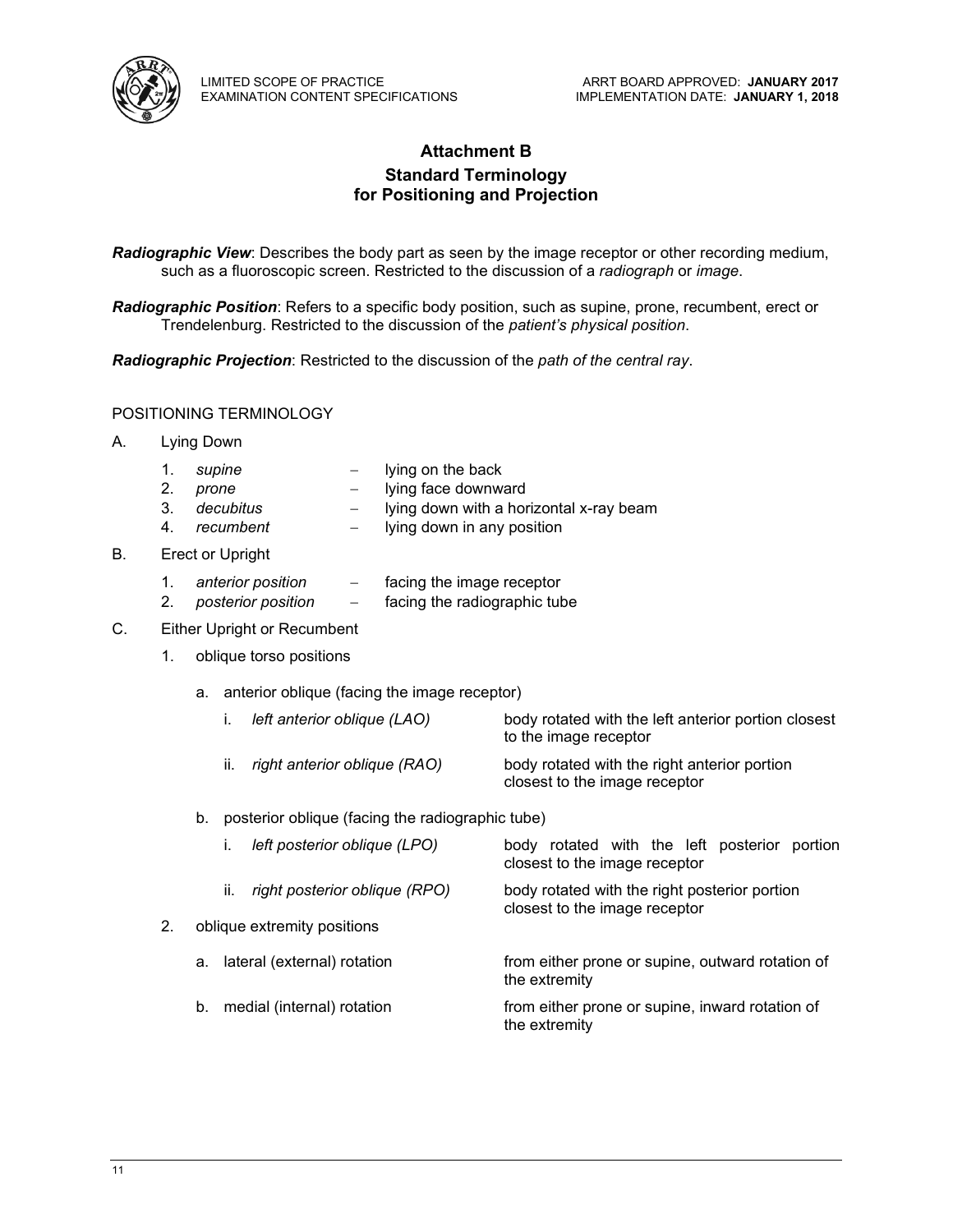## Attachment B

### Standard Terminology for Positioning and Projection

***Radiographic View***: Describes the body part as seen by the image receptor or other recording medium, such as a fluoroscopic screen. Restricted to the discussion of a *radiograph* or *image*.

***Radiographic Position***: Refers to a specific body position, such as supine, prone, recumbent, erect or Trendelenburg. Restricted to the discussion of the *patient's physical position*.

***Radiographic Projection***: Restricted to the discussion of the *path of the central ray*.

POSITIONING TERMINOLOGY

A. Lying Down

1. *supine* – lying on the back
2. *prone* – lying face downward
3. *decubitus* – lying down with a horizontal x-ray beam
4. *recumbent* – lying down in any position

B. Erect or Upright

1. *anterior position* – facing the image receptor
2. *posterior position* – facing the radiographic tube

C. Either Upright or Recumbent

1. oblique torso positions

   a. anterior oblique (facing the image receptor)

      i. *left anterior oblique (LAO)* — body rotated with the left anterior portion closest to the image receptor

      ii. *right anterior oblique (RAO)* — body rotated with the right anterior portion closest to the image receptor

   b. posterior oblique (facing the radiographic tube)

      i. *left posterior oblique (LPO)* — body rotated with the left posterior portion closest to the image receptor

      ii. *right posterior oblique (RPO)* — body rotated with the right posterior portion closest to the image receptor

2. oblique extremity positions

   a. lateral (external) rotation — from either prone or supine, outward rotation of the extremity

   b. medial (internal) rotation — from either prone or supine, inward rotation of the extremity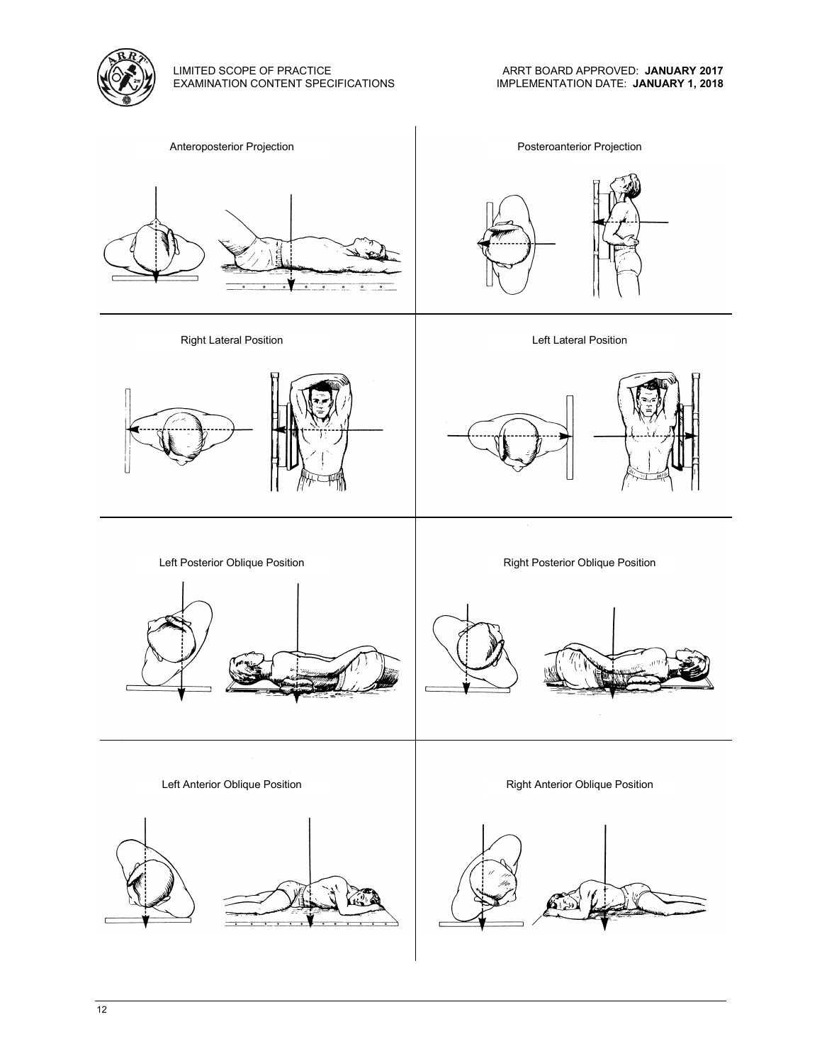Anteroposterior Projection

Posteroanterior Projection

Right Lateral Position

Left Lateral Position

Left Posterior Oblique Position

Right Posterior Oblique Position

Left Anterior Oblique Position

Right Anterior Oblique Position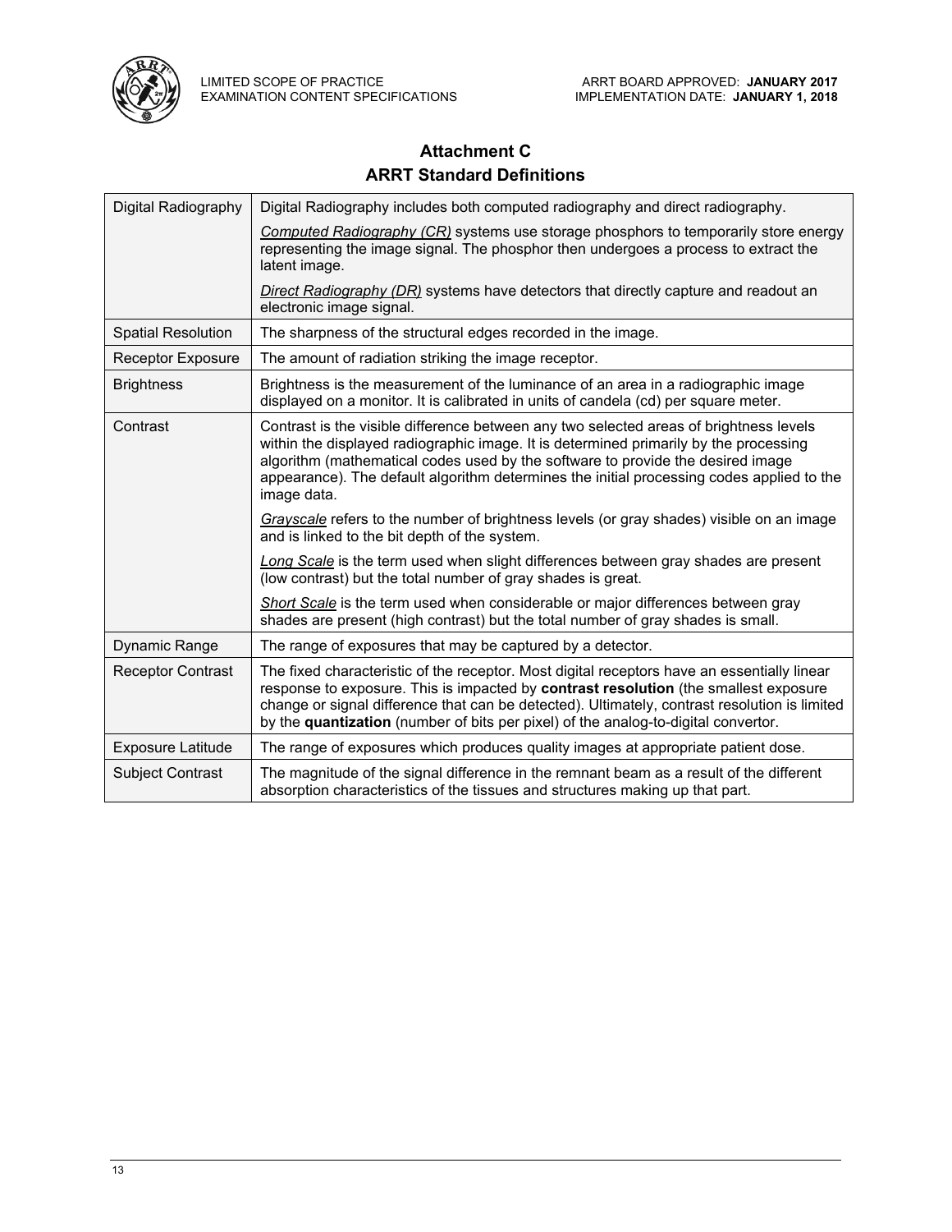## Attachment C

## ARRT Standard Definitions

| | |
|---|---|
| Digital Radiography | Digital Radiography includes both computed radiography and direct radiography.<br><br>*Computed Radiography (CR)* systems use storage phosphors to temporarily store energy representing the image signal. The phosphor then undergoes a process to extract the latent image.<br><br>*Direct Radiography (DR)* systems have detectors that directly capture and readout an electronic image signal. |
| Spatial Resolution | The sharpness of the structural edges recorded in the image. |
| Receptor Exposure | The amount of radiation striking the image receptor. |
| Brightness | Brightness is the measurement of the luminance of an area in a radiographic image displayed on a monitor. It is calibrated in units of candela (cd) per square meter. |
| Contrast | Contrast is the visible difference between any two selected areas of brightness levels within the displayed radiographic image. It is determined primarily by the processing algorithm (mathematical codes used by the software to provide the desired image appearance). The default algorithm determines the initial processing codes applied to the image data.<br><br>*Grayscale* refers to the number of brightness levels (or gray shades) visible on an image and is linked to the bit depth of the system.<br><br>*Long Scale* is the term used when slight differences between gray shades are present (low contrast) but the total number of gray shades is great.<br><br>*Short Scale* is the term used when considerable or major differences between gray shades are present (high contrast) but the total number of gray shades is small. |
| Dynamic Range | The range of exposures that may be captured by a detector. |
| Receptor Contrast | The fixed characteristic of the receptor. Most digital receptors have an essentially linear response to exposure. This is impacted by **contrast resolution** (the smallest exposure change or signal difference that can be detected). Ultimately, contrast resolution is limited by the **quantization** (number of bits per pixel) of the analog-to-digital convertor. |
| Exposure Latitude | The range of exposures which produces quality images at appropriate patient dose. |
| Subject Contrast | The magnitude of the signal difference in the remnant beam as a result of the different absorption characteristics of the tissues and structures making up that part. |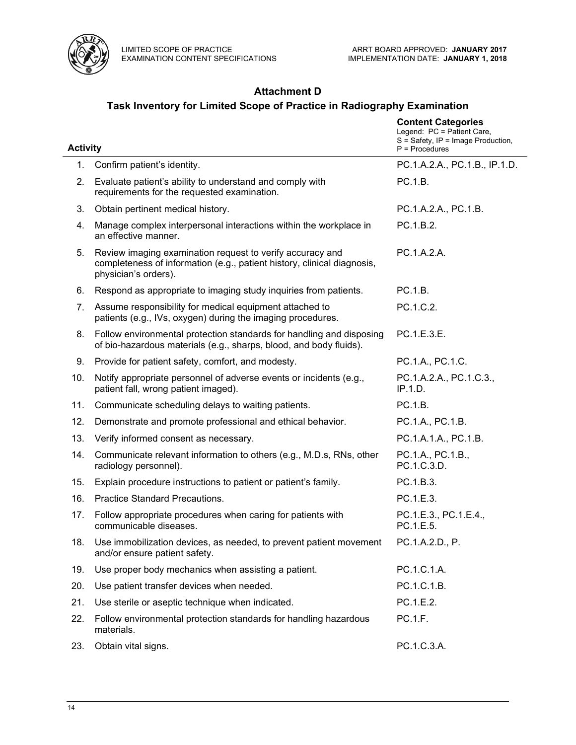## Attachment D

## Task Inventory for Limited Scope of Practice in Radiography Examination

| Activity | | Content Categories<br>Legend: PC = Patient Care, S = Safety, IP = Image Production, P = Procedures |
|---|---|---|
| 1. | Confirm patient's identity. | PC.1.A.2.A., PC.1.B., IP.1.D. |
| 2. | Evaluate patient's ability to understand and comply with requirements for the requested examination. | PC.1.B. |
| 3. | Obtain pertinent medical history. | PC.1.A.2.A., PC.1.B. |
| 4. | Manage complex interpersonal interactions within the workplace in an effective manner. | PC.1.B.2. |
| 5. | Review imaging examination request to verify accuracy and completeness of information (e.g., patient history, clinical diagnosis, physician's orders). | PC.1.A.2.A. |
| 6. | Respond as appropriate to imaging study inquiries from patients. | PC.1.B. |
| 7. | Assume responsibility for medical equipment attached to patients (e.g., IVs, oxygen) during the imaging procedures. | PC.1.C.2. |
| 8. | Follow environmental protection standards for handling and disposing of bio-hazardous materials (e.g., sharps, blood, and body fluids). | PC.1.E.3.E. |
| 9. | Provide for patient safety, comfort, and modesty. | PC.1.A., PC.1.C. |
| 10. | Notify appropriate personnel of adverse events or incidents (e.g., patient fall, wrong patient imaged). | PC.1.A.2.A., PC.1.C.3., IP.1.D. |
| 11. | Communicate scheduling delays to waiting patients. | PC.1.B. |
| 12. | Demonstrate and promote professional and ethical behavior. | PC.1.A., PC.1.B. |
| 13. | Verify informed consent as necessary. | PC.1.A.1.A., PC.1.B. |
| 14. | Communicate relevant information to others (e.g., M.D.s, RNs, other radiology personnel). | PC.1.A., PC.1.B., PC.1.C.3.D. |
| 15. | Explain procedure instructions to patient or patient's family. | PC.1.B.3. |
| 16. | Practice Standard Precautions. | PC.1.E.3. |
| 17. | Follow appropriate procedures when caring for patients with communicable diseases. | PC.1.E.3., PC.1.E.4., PC.1.E.5. |
| 18. | Use immobilization devices, as needed, to prevent patient movement and/or ensure patient safety. | PC.1.A.2.D., P. |
| 19. | Use proper body mechanics when assisting a patient. | PC.1.C.1.A. |
| 20. | Use patient transfer devices when needed. | PC.1.C.1.B. |
| 21. | Use sterile or aseptic technique when indicated. | PC.1.E.2. |
| 22. | Follow environmental protection standards for handling hazardous materials. | PC.1.F. |
| 23. | Obtain vital signs. | PC.1.C.3.A. |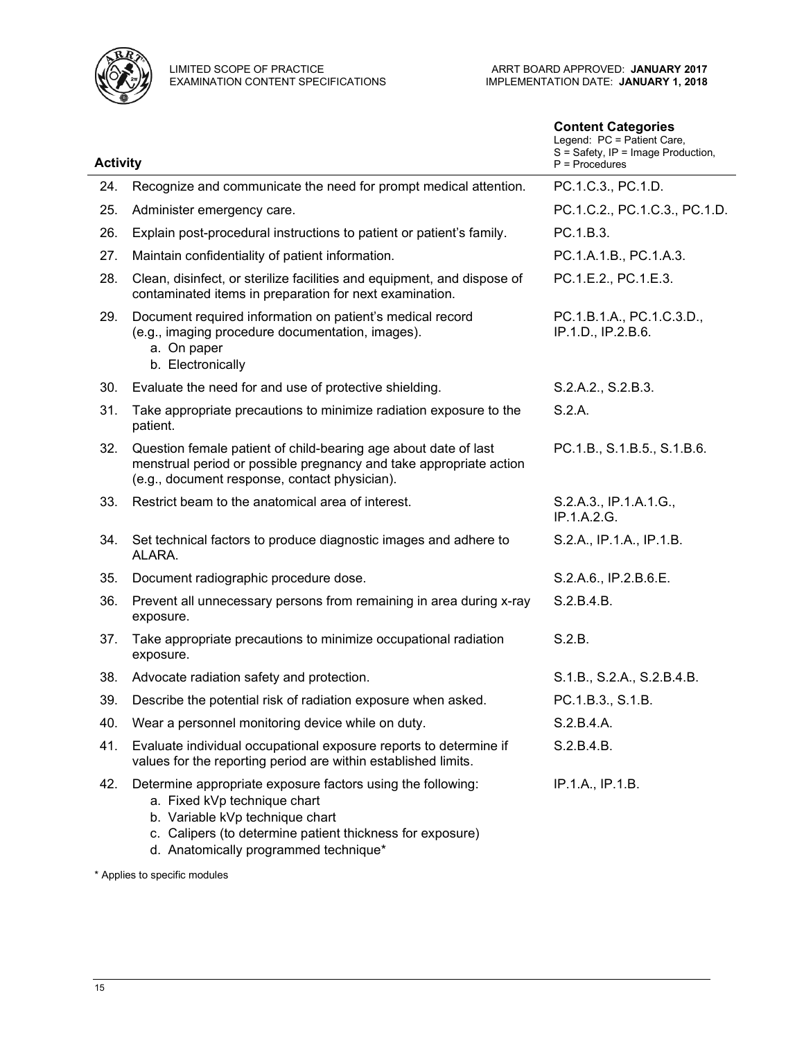| # | Activity | Content Categories<br>Legend: PC = Patient Care, S = Safety, IP = Image Production, P = Procedures |
|---|---|---|
| 24. | Recognize and communicate the need for prompt medical attention. | PC.1.C.3., PC.1.D. |
| 25. | Administer emergency care. | PC.1.C.2., PC.1.C.3., PC.1.D. |
| 26. | Explain post-procedural instructions to patient or patient's family. | PC.1.B.3. |
| 27. | Maintain confidentiality of patient information. | PC.1.A.1.B., PC.1.A.3. |
| 28. | Clean, disinfect, or sterilize facilities and equipment, and dispose of contaminated items in preparation for next examination. | PC.1.E.2., PC.1.E.3. |
| 29. | Document required information on patient's medical record (e.g., imaging procedure documentation, images).<br>a. On paper<br>b. Electronically | PC.1.B.1.A., PC.1.C.3.D., IP.1.D., IP.2.B.6. |
| 30. | Evaluate the need for and use of protective shielding. | S.2.A.2., S.2.B.3. |
| 31. | Take appropriate precautions to minimize radiation exposure to the patient. | S.2.A. |
| 32. | Question female patient of child-bearing age about date of last menstrual period or possible pregnancy and take appropriate action (e.g., document response, contact physician). | PC.1.B., S.1.B.5., S.1.B.6. |
| 33. | Restrict beam to the anatomical area of interest. | S.2.A.3., IP.1.A.1.G., IP.1.A.2.G. |
| 34. | Set technical factors to produce diagnostic images and adhere to ALARA. | S.2.A., IP.1.A., IP.1.B. |
| 35. | Document radiographic procedure dose. | S.2.A.6., IP.2.B.6.E. |
| 36. | Prevent all unnecessary persons from remaining in area during x-ray exposure. | S.2.B.4.B. |
| 37. | Take appropriate precautions to minimize occupational radiation exposure. | S.2.B. |
| 38. | Advocate radiation safety and protection. | S.1.B., S.2.A., S.2.B.4.B. |
| 39. | Describe the potential risk of radiation exposure when asked. | PC.1.B.3., S.1.B. |
| 40. | Wear a personnel monitoring device while on duty. | S.2.B.4.A. |
| 41. | Evaluate individual occupational exposure reports to determine if values for the reporting period are within established limits. | S.2.B.4.B. |
| 42. | Determine appropriate exposure factors using the following:<br>a. Fixed kVp technique chart<br>b. Variable kVp technique chart<br>c. Calipers (to determine patient thickness for exposure)<br>d. Anatomically programmed technique* | IP.1.A., IP.1.B. |

* Applies to specific modules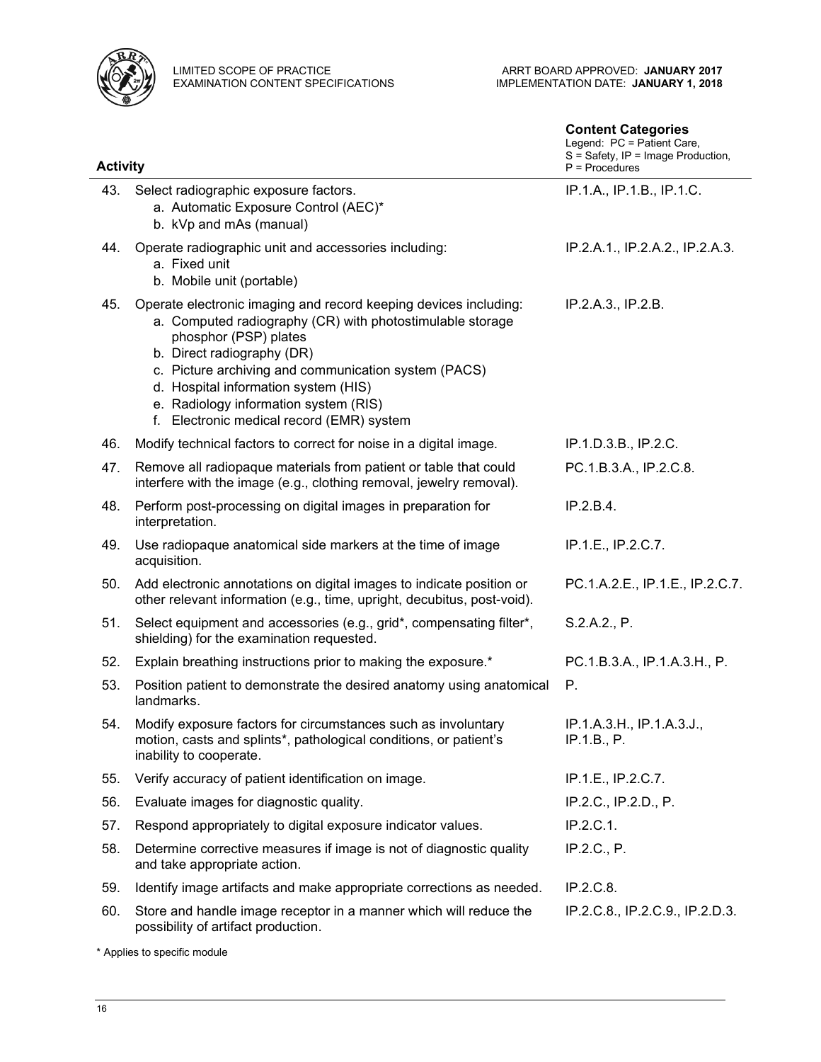| Activity | | Content Categories<br>Legend: PC = Patient Care, S = Safety, IP = Image Production, P = Procedures |
|---|---|---|
| 43. | Select radiographic exposure factors.<br>a. Automatic Exposure Control (AEC)*<br>b. kVp and mAs (manual) | IP.1.A., IP.1.B., IP.1.C. |
| 44. | Operate radiographic unit and accessories including:<br>a. Fixed unit<br>b. Mobile unit (portable) | IP.2.A.1., IP.2.A.2., IP.2.A.3. |
| 45. | Operate electronic imaging and record keeping devices including:<br>a. Computed radiography (CR) with photostimulable storage phosphor (PSP) plates<br>b. Direct radiography (DR)<br>c. Picture archiving and communication system (PACS)<br>d. Hospital information system (HIS)<br>e. Radiology information system (RIS)<br>f. Electronic medical record (EMR) system | IP.2.A.3., IP.2.B. |
| 46. | Modify technical factors to correct for noise in a digital image. | IP.1.D.3.B., IP.2.C. |
| 47. | Remove all radiopaque materials from patient or table that could interfere with the image (e.g., clothing removal, jewelry removal). | PC.1.B.3.A., IP.2.C.8. |
| 48. | Perform post-processing on digital images in preparation for interpretation. | IP.2.B.4. |
| 49. | Use radiopaque anatomical side markers at the time of image acquisition. | IP.1.E., IP.2.C.7. |
| 50. | Add electronic annotations on digital images to indicate position or other relevant information (e.g., time, upright, decubitus, post-void). | PC.1.A.2.E., IP.1.E., IP.2.C.7. |
| 51. | Select equipment and accessories (e.g., grid*, compensating filter*, shielding) for the examination requested. | S.2.A.2., P. |
| 52. | Explain breathing instructions prior to making the exposure.* | PC.1.B.3.A., IP.1.A.3.H., P. |
| 53. | Position patient to demonstrate the desired anatomy using anatomical landmarks. | P. |
| 54. | Modify exposure factors for circumstances such as involuntary motion, casts and splints*, pathological conditions, or patient's inability to cooperate. | IP.1.A.3.H., IP.1.A.3.J., IP.1.B., P. |
| 55. | Verify accuracy of patient identification on image. | IP.1.E., IP.2.C.7. |
| 56. | Evaluate images for diagnostic quality. | IP.2.C., IP.2.D., P. |
| 57. | Respond appropriately to digital exposure indicator values. | IP.2.C.1. |
| 58. | Determine corrective measures if image is not of diagnostic quality and take appropriate action. | IP.2.C., P. |
| 59. | Identify image artifacts and make appropriate corrections as needed. | IP.2.C.8. |
| 60. | Store and handle image receptor in a manner which will reduce the possibility of artifact production. | IP.2.C.8., IP.2.C.9., IP.2.D.3. |

\* Applies to specific module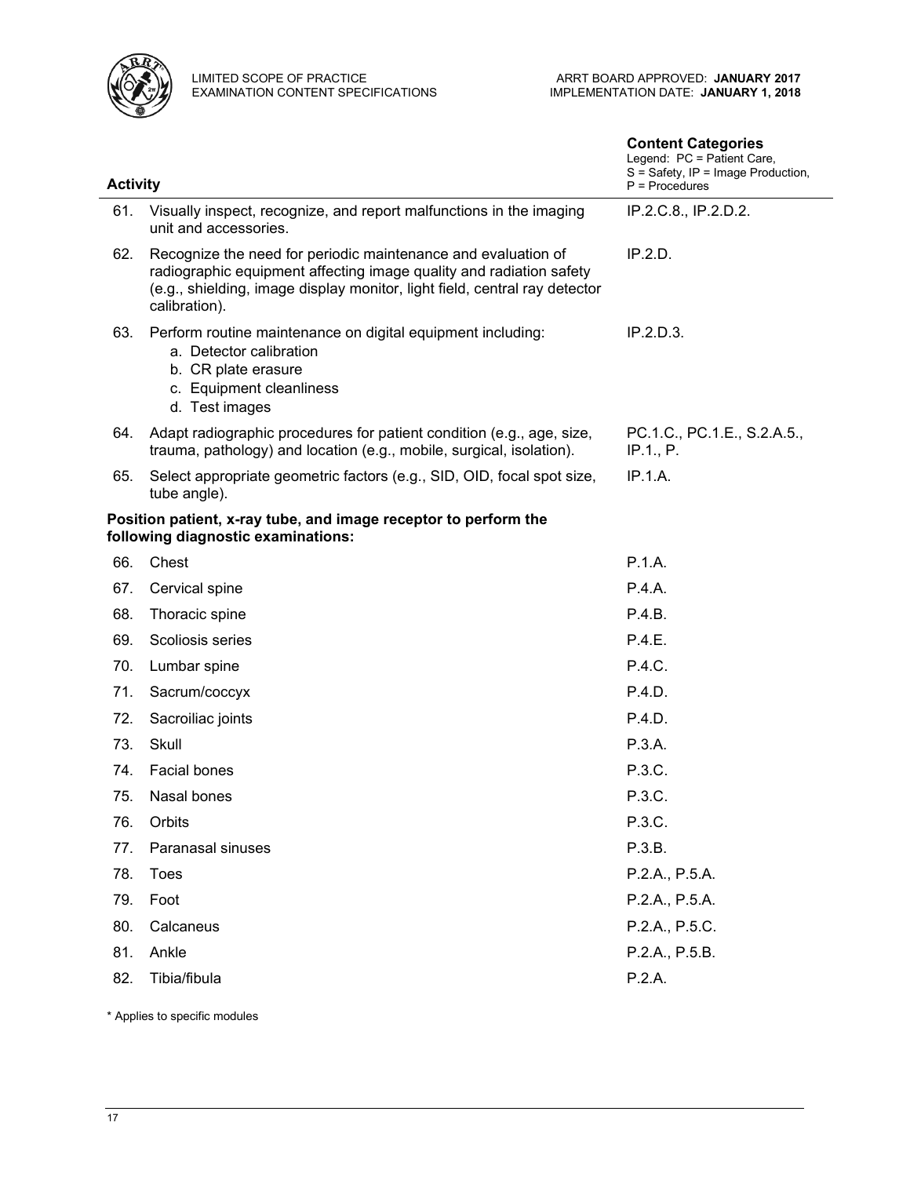| Activity | | Content Categories<br>Legend: PC = Patient Care, S = Safety, IP = Image Production, P = Procedures |
|---|---|---|
| 61. | Visually inspect, recognize, and report malfunctions in the imaging unit and accessories. | IP.2.C.8., IP.2.D.2. |
| 62. | Recognize the need for periodic maintenance and evaluation of radiographic equipment affecting image quality and radiation safety (e.g., shielding, image display monitor, light field, central ray detector calibration). | IP.2.D. |
| 63. | Perform routine maintenance on digital equipment including:<br>a. Detector calibration<br>b. CR plate erasure<br>c. Equipment cleanliness<br>d. Test images | IP.2.D.3. |
| 64. | Adapt radiographic procedures for patient condition (e.g., age, size, trauma, pathology) and location (e.g., mobile, surgical, isolation). | PC.1.C., PC.1.E., S.2.A.5., IP.1., P. |
| 65. | Select appropriate geometric factors (e.g., SID, OID, focal spot size, tube angle). | IP.1.A. |
| **Position patient, x-ray tube, and image receptor to perform the following diagnostic examinations:** | | |
| 66. | Chest | P.1.A. |
| 67. | Cervical spine | P.4.A. |
| 68. | Thoracic spine | P.4.B. |
| 69. | Scoliosis series | P.4.E. |
| 70. | Lumbar spine | P.4.C. |
| 71. | Sacrum/coccyx | P.4.D. |
| 72. | Sacroiliac joints | P.4.D. |
| 73. | Skull | P.3.A. |
| 74. | Facial bones | P.3.C. |
| 75. | Nasal bones | P.3.C. |
| 76. | Orbits | P.3.C. |
| 77. | Paranasal sinuses | P.3.B. |
| 78. | Toes | P.2.A., P.5.A. |
| 79. | Foot | P.2.A., P.5.A. |
| 80. | Calcaneus | P.2.A., P.5.C. |
| 81. | Ankle | P.2.A., P.5.B. |
| 82. | Tibia/fibula | P.2.A. |

\* Applies to specific modules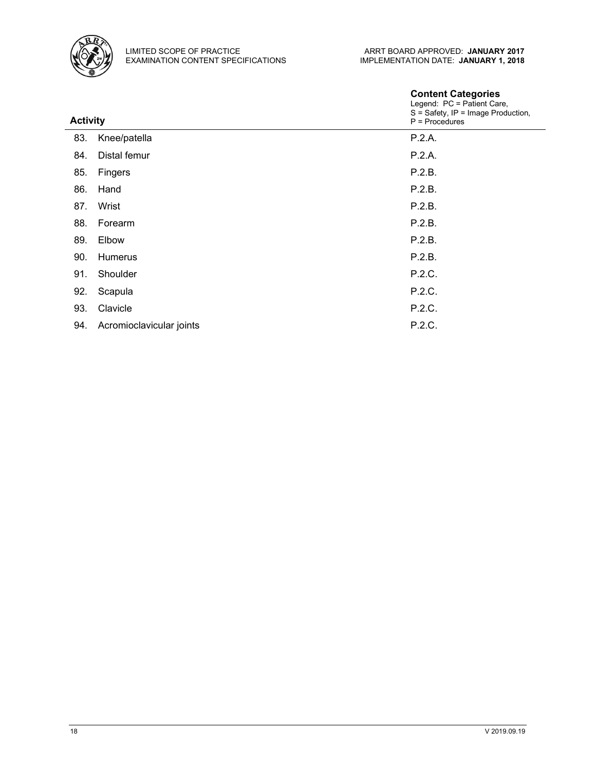| Activity | Content Categories<br>Legend: PC = Patient Care, S = Safety, IP = Image Production, P = Procedures |
|---|---|
| 83. Knee/patella | P.2.A. |
| 84. Distal femur | P.2.A. |
| 85. Fingers | P.2.B. |
| 86. Hand | P.2.B. |
| 87. Wrist | P.2.B. |
| 88. Forearm | P.2.B. |
| 89. Elbow | P.2.B. |
| 90. Humerus | P.2.B. |
| 91. Shoulder | P.2.C. |
| 92. Scapula | P.2.C. |
| 93. Clavicle | P.2.C. |
| 94. Acromioclavicular joints | P.2.C. |